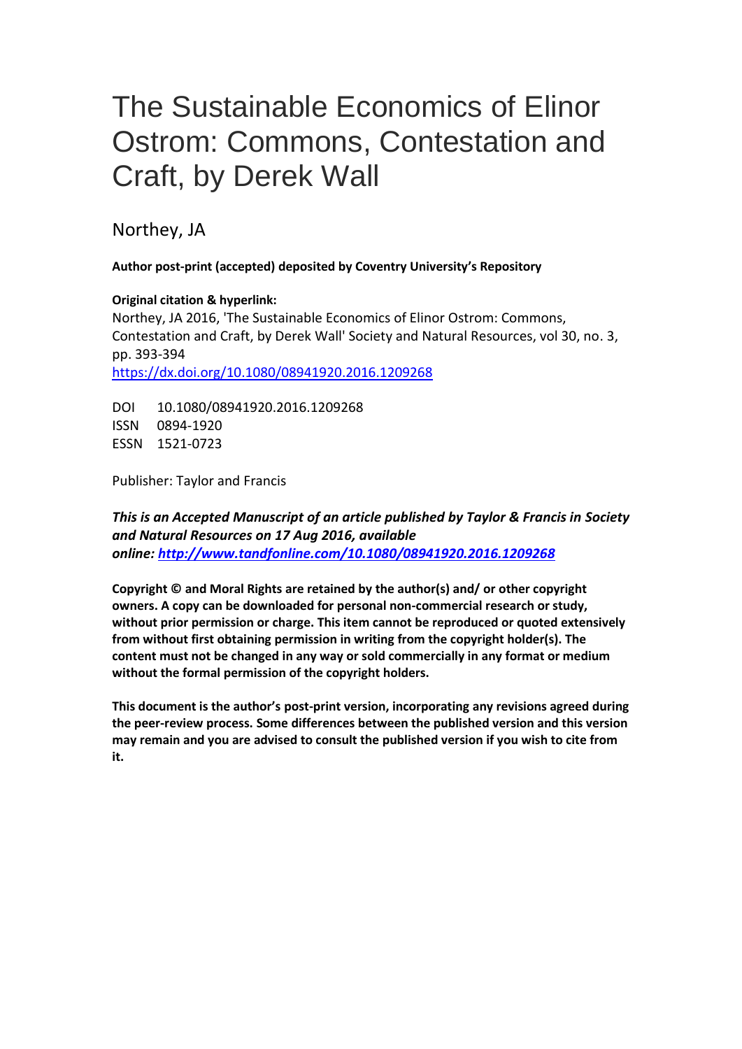# The Sustainable Economics of Elinor Ostrom: Commons, Contestation and Craft, by Derek Wall

Northey, JA

**Author post-print (accepted) deposited by Coventry University's Repository**

**Original citation & hyperlink:**

Northey, JA 2016, 'The Sustainable Economics of Elinor Ostrom: Commons, Contestation and Craft, by Derek Wall' Society and Natural Resources, vol 30, no. 3, pp. 393-394

https://dx.doi.org/10.1080/08941920.2016.1209268

DOI 10.1080/08941920.2016.1209268
ISSN 0894-1920
ESSN 1521-0723

Publisher: Taylor and Francis

***This is an Accepted Manuscript of an article published by Taylor & Francis in Society and Natural Resources on 17 Aug 2016, available online: http://www.tandfonline.com/10.1080/08941920.2016.1209268***

**Copyright © and Moral Rights are retained by the author(s) and/ or other copyright owners. A copy can be downloaded for personal non-commercial research or study, without prior permission or charge. This item cannot be reproduced or quoted extensively from without first obtaining permission in writing from the copyright holder(s). The content must not be changed in any way or sold commercially in any format or medium without the formal permission of the copyright holders.**

**This document is the author's post-print version, incorporating any revisions agreed during the peer-review process. Some differences between the published version and this version may remain and you are advised to consult the published version if you wish to cite from it.**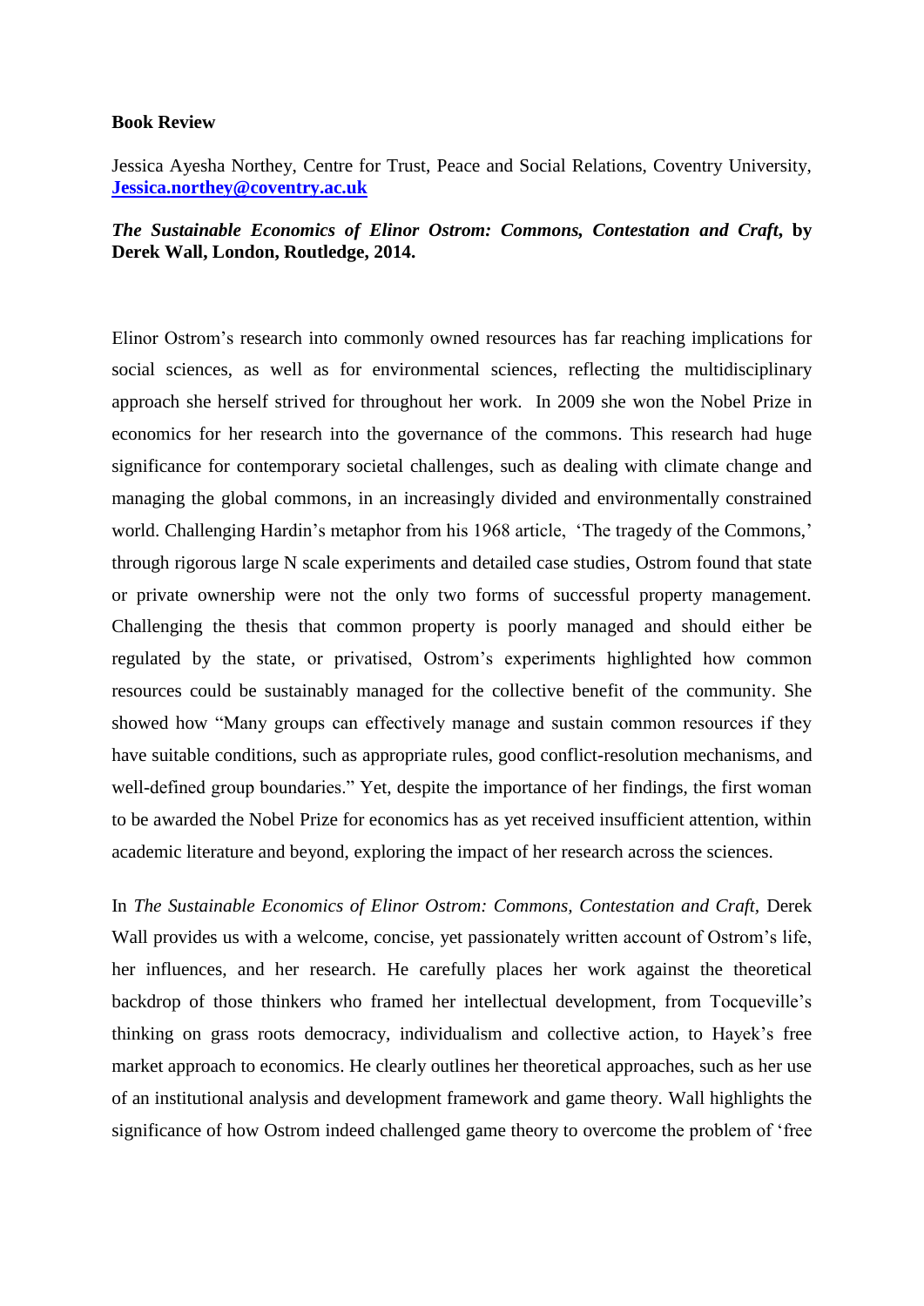**Book Review**

Jessica Ayesha Northey, Centre for Trust, Peace and Social Relations, Coventry University, **Jessica.northey@coventry.ac.uk**

***The Sustainable Economics of Elinor Ostrom: Commons, Contestation and Craft*, by Derek Wall, London, Routledge, 2014.**

Elinor Ostrom's research into commonly owned resources has far reaching implications for social sciences, as well as for environmental sciences, reflecting the multidisciplinary approach she herself strived for throughout her work. In 2009 she won the Nobel Prize in economics for her research into the governance of the commons. This research had huge significance for contemporary societal challenges, such as dealing with climate change and managing the global commons, in an increasingly divided and environmentally constrained world. Challenging Hardin's metaphor from his 1968 article, 'The tragedy of the Commons,' through rigorous large N scale experiments and detailed case studies, Ostrom found that state or private ownership were not the only two forms of successful property management. Challenging the thesis that common property is poorly managed and should either be regulated by the state, or privatised, Ostrom's experiments highlighted how common resources could be sustainably managed for the collective benefit of the community. She showed how "Many groups can effectively manage and sustain common resources if they have suitable conditions, such as appropriate rules, good conflict-resolution mechanisms, and well-defined group boundaries." Yet, despite the importance of her findings, the first woman to be awarded the Nobel Prize for economics has as yet received insufficient attention, within academic literature and beyond, exploring the impact of her research across the sciences.

In *The Sustainable Economics of Elinor Ostrom: Commons, Contestation and Craft*, Derek Wall provides us with a welcome, concise, yet passionately written account of Ostrom's life, her influences, and her research. He carefully places her work against the theoretical backdrop of those thinkers who framed her intellectual development, from Tocqueville's thinking on grass roots democracy, individualism and collective action, to Hayek's free market approach to economics. He clearly outlines her theoretical approaches, such as her use of an institutional analysis and development framework and game theory. Wall highlights the significance of how Ostrom indeed challenged game theory to overcome the problem of 'free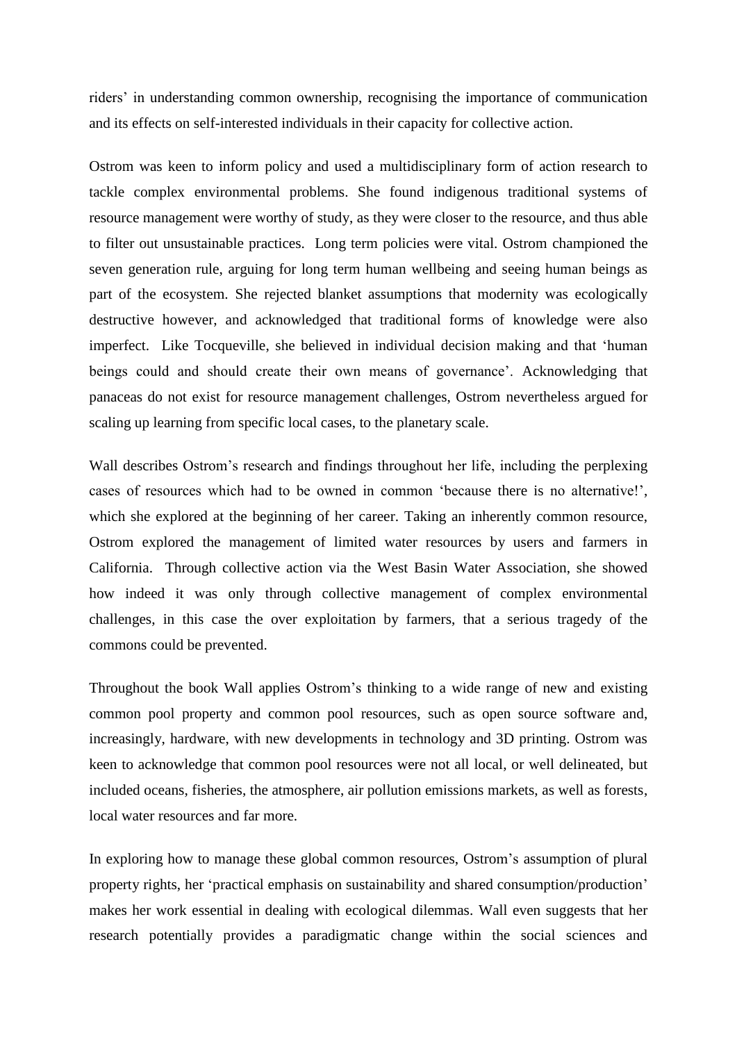riders' in understanding common ownership, recognising the importance of communication and its effects on self-interested individuals in their capacity for collective action.

Ostrom was keen to inform policy and used a multidisciplinary form of action research to tackle complex environmental problems. She found indigenous traditional systems of resource management were worthy of study, as they were closer to the resource, and thus able to filter out unsustainable practices. Long term policies were vital. Ostrom championed the seven generation rule, arguing for long term human wellbeing and seeing human beings as part of the ecosystem. She rejected blanket assumptions that modernity was ecologically destructive however, and acknowledged that traditional forms of knowledge were also imperfect. Like Tocqueville, she believed in individual decision making and that 'human beings could and should create their own means of governance'. Acknowledging that panaceas do not exist for resource management challenges, Ostrom nevertheless argued for scaling up learning from specific local cases, to the planetary scale.

Wall describes Ostrom's research and findings throughout her life, including the perplexing cases of resources which had to be owned in common 'because there is no alternative!', which she explored at the beginning of her career. Taking an inherently common resource, Ostrom explored the management of limited water resources by users and farmers in California. Through collective action via the West Basin Water Association, she showed how indeed it was only through collective management of complex environmental challenges, in this case the over exploitation by farmers, that a serious tragedy of the commons could be prevented.

Throughout the book Wall applies Ostrom's thinking to a wide range of new and existing common pool property and common pool resources, such as open source software and, increasingly, hardware, with new developments in technology and 3D printing. Ostrom was keen to acknowledge that common pool resources were not all local, or well delineated, but included oceans, fisheries, the atmosphere, air pollution emissions markets, as well as forests, local water resources and far more.

In exploring how to manage these global common resources, Ostrom's assumption of plural property rights, her 'practical emphasis on sustainability and shared consumption/production' makes her work essential in dealing with ecological dilemmas. Wall even suggests that her research potentially provides a paradigmatic change within the social sciences and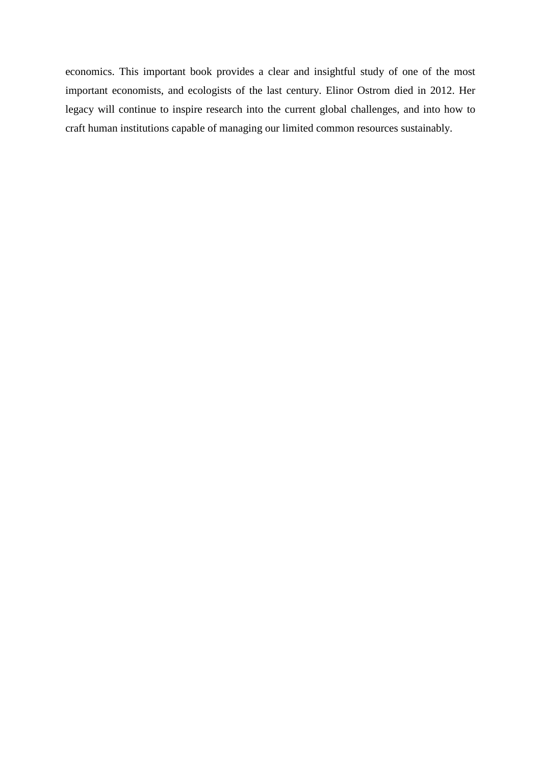economics. This important book provides a clear and insightful study of one of the most important economists, and ecologists of the last century. Elinor Ostrom died in 2012. Her legacy will continue to inspire research into the current global challenges, and into how to craft human institutions capable of managing our limited common resources sustainably.